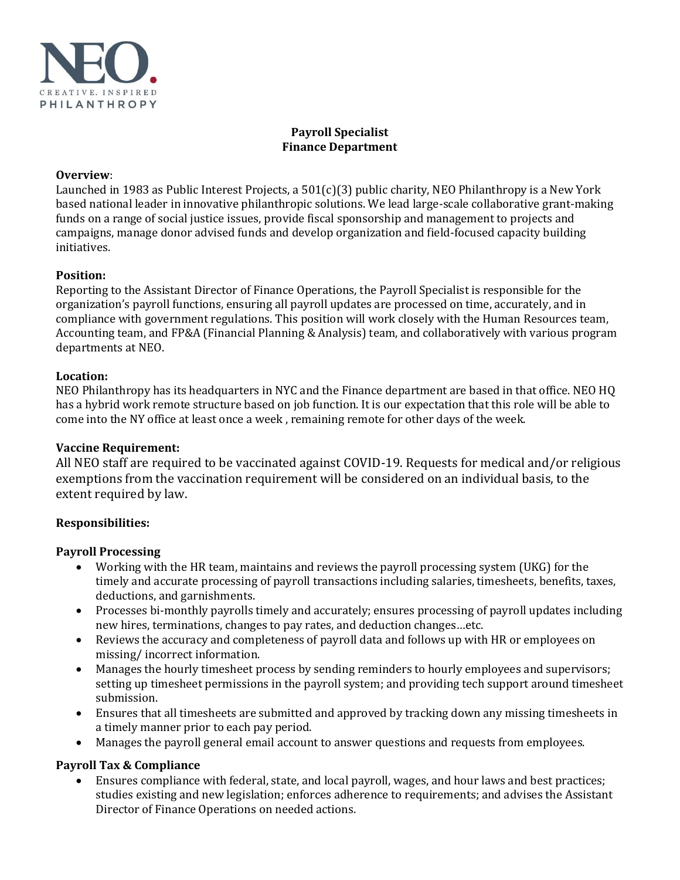NEO.

CREATIVE. INSPIRED
PHILANTHROPY

**Payroll Specialist**
**Finance Department**

**Overview**:
Launched in 1983 as Public Interest Projects, a 501(c)(3) public charity, NEO Philanthropy is a New York based national leader in innovative philanthropic solutions. We lead large-scale collaborative grant-making funds on a range of social justice issues, provide fiscal sponsorship and management to projects and campaigns, manage donor advised funds and develop organization and field-focused capacity building initiatives.

**Position:**
Reporting to the Assistant Director of Finance Operations, the Payroll Specialist is responsible for the organization's payroll functions, ensuring all payroll updates are processed on time, accurately, and in compliance with government regulations. This position will work closely with the Human Resources team, Accounting team, and FP&A (Financial Planning & Analysis) team, and collaboratively with various program departments at NEO.

**Location:**
NEO Philanthropy has its headquarters in NYC and the Finance department are based in that office. NEO HQ has a hybrid work remote structure based on job function. It is our expectation that this role will be able to come into the NY office at least once a week , remaining remote for other days of the week.

**Vaccine Requirement:**
All NEO staff are required to be vaccinated against COVID-19. Requests for medical and/or religious exemptions from the vaccination requirement will be considered on an individual basis, to the extent required by law.

**Responsibilities:**

**Payroll Processing**

- Working with the HR team, maintains and reviews the payroll processing system (UKG) for the timely and accurate processing of payroll transactions including salaries, timesheets, benefits, taxes, deductions, and garnishments.
- Processes bi-monthly payrolls timely and accurately; ensures processing of payroll updates including new hires, terminations, changes to pay rates, and deduction changes…etc.
- Reviews the accuracy and completeness of payroll data and follows up with HR or employees on missing/ incorrect information.
- Manages the hourly timesheet process by sending reminders to hourly employees and supervisors; setting up timesheet permissions in the payroll system; and providing tech support around timesheet submission.
- Ensures that all timesheets are submitted and approved by tracking down any missing timesheets in a timely manner prior to each pay period.
- Manages the payroll general email account to answer questions and requests from employees.

**Payroll Tax & Compliance**

- Ensures compliance with federal, state, and local payroll, wages, and hour laws and best practices; studies existing and new legislation; enforces adherence to requirements; and advises the Assistant Director of Finance Operations on needed actions.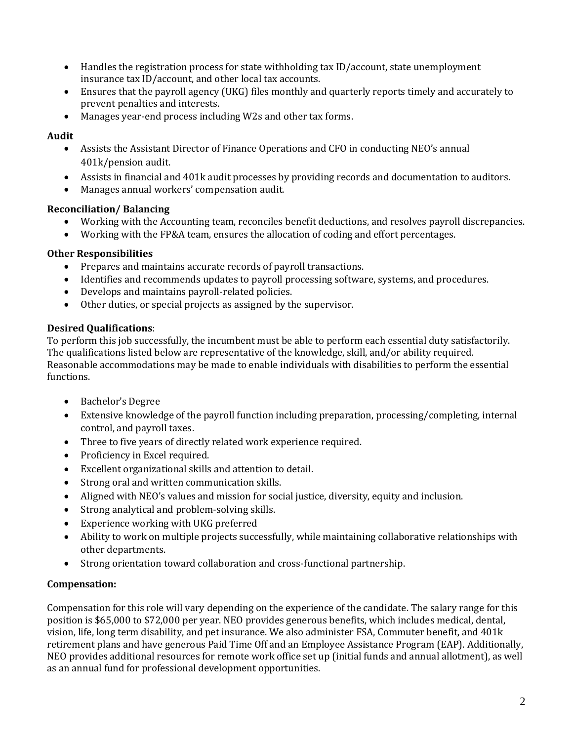- Handles the registration process for state withholding tax ID/account, state unemployment insurance tax ID/account, and other local tax accounts.
- Ensures that the payroll agency (UKG) files monthly and quarterly reports timely and accurately to prevent penalties and interests.
- Manages year-end process including W2s and other tax forms.

**Audit**

- Assists the Assistant Director of Finance Operations and CFO in conducting NEO's annual 401k/pension audit.
- Assists in financial and 401k audit processes by providing records and documentation to auditors.
- Manages annual workers' compensation audit.

**Reconciliation/ Balancing**

- Working with the Accounting team, reconciles benefit deductions, and resolves payroll discrepancies.
- Working with the FP&A team, ensures the allocation of coding and effort percentages.

**Other Responsibilities**

- Prepares and maintains accurate records of payroll transactions.
- Identifies and recommends updates to payroll processing software, systems, and procedures.
- Develops and maintains payroll-related policies.
- Other duties, or special projects as assigned by the supervisor.

**Desired Qualifications**:

To perform this job successfully, the incumbent must be able to perform each essential duty satisfactorily. The qualifications listed below are representative of the knowledge, skill, and/or ability required. Reasonable accommodations may be made to enable individuals with disabilities to perform the essential functions.

- Bachelor's Degree
- Extensive knowledge of the payroll function including preparation, processing/completing, internal control, and payroll taxes.
- Three to five years of directly related work experience required.
- Proficiency in Excel required.
- Excellent organizational skills and attention to detail.
- Strong oral and written communication skills.
- Aligned with NEO's values and mission for social justice, diversity, equity and inclusion.
- Strong analytical and problem-solving skills.
- Experience working with UKG preferred
- Ability to work on multiple projects successfully, while maintaining collaborative relationships with other departments.
- Strong orientation toward collaboration and cross-functional partnership.

**Compensation:**

Compensation for this role will vary depending on the experience of the candidate. The salary range for this position is $65,000 to $72,000 per year. NEO provides generous benefits, which includes medical, dental, vision, life, long term disability, and pet insurance. We also administer FSA, Commuter benefit, and 401k retirement plans and have generous Paid Time Off and an Employee Assistance Program (EAP). Additionally, NEO provides additional resources for remote work office set up (initial funds and annual allotment), as well as an annual fund for professional development opportunities.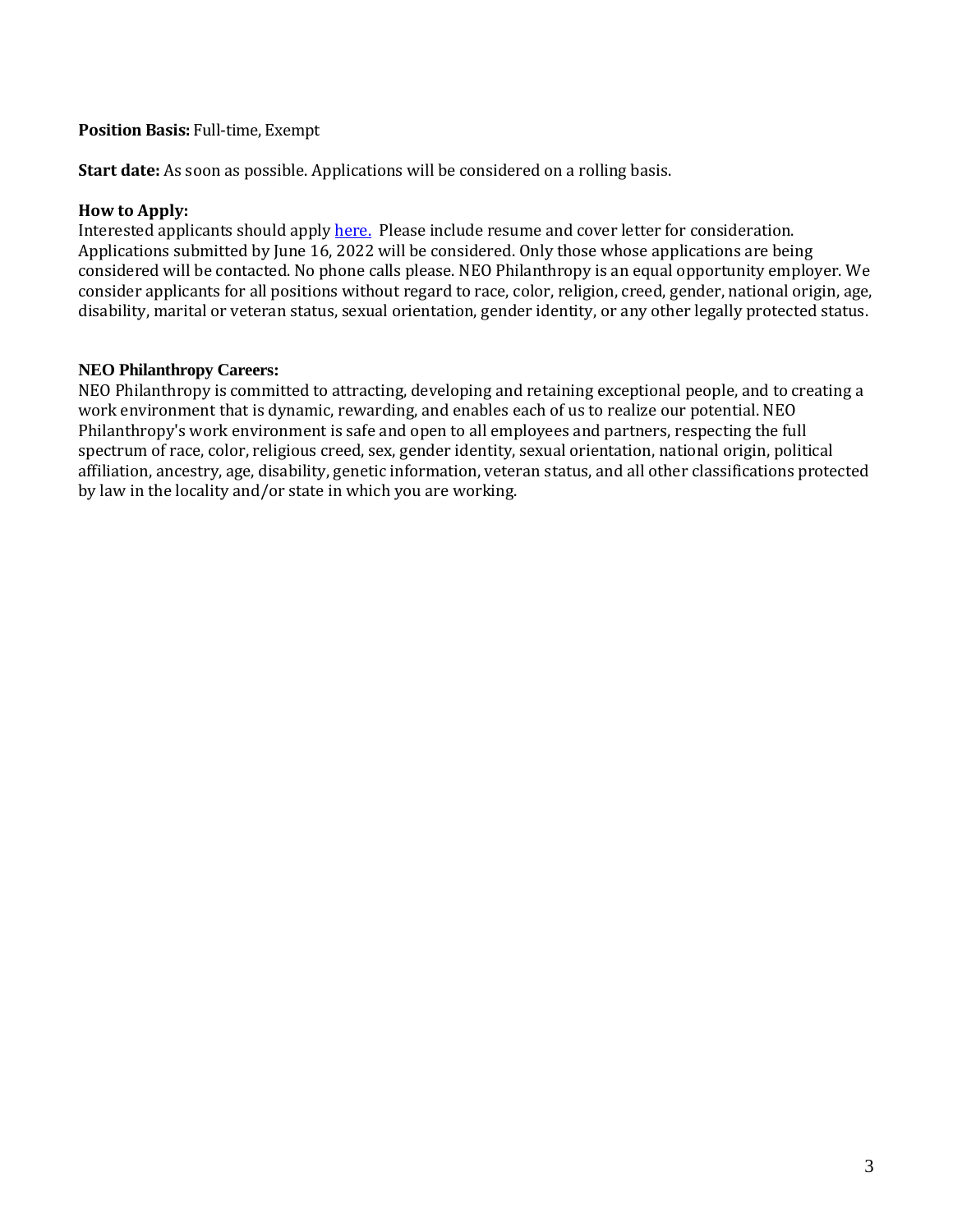**Position Basis:** Full-time, Exempt

**Start date:** As soon as possible. Applications will be considered on a rolling basis.

**How to Apply:**

Interested applicants should apply here. Please include resume and cover letter for consideration. Applications submitted by June 16, 2022 will be considered. Only those whose applications are being considered will be contacted. No phone calls please. NEO Philanthropy is an equal opportunity employer. We consider applicants for all positions without regard to race, color, religion, creed, gender, national origin, age, disability, marital or veteran status, sexual orientation, gender identity, or any other legally protected status.

**NEO Philanthropy Careers:**

NEO Philanthropy is committed to attracting, developing and retaining exceptional people, and to creating a work environment that is dynamic, rewarding, and enables each of us to realize our potential. NEO Philanthropy's work environment is safe and open to all employees and partners, respecting the full spectrum of race, color, religious creed, sex, gender identity, sexual orientation, national origin, political affiliation, ancestry, age, disability, genetic information, veteran status, and all other classifications protected by law in the locality and/or state in which you are working.